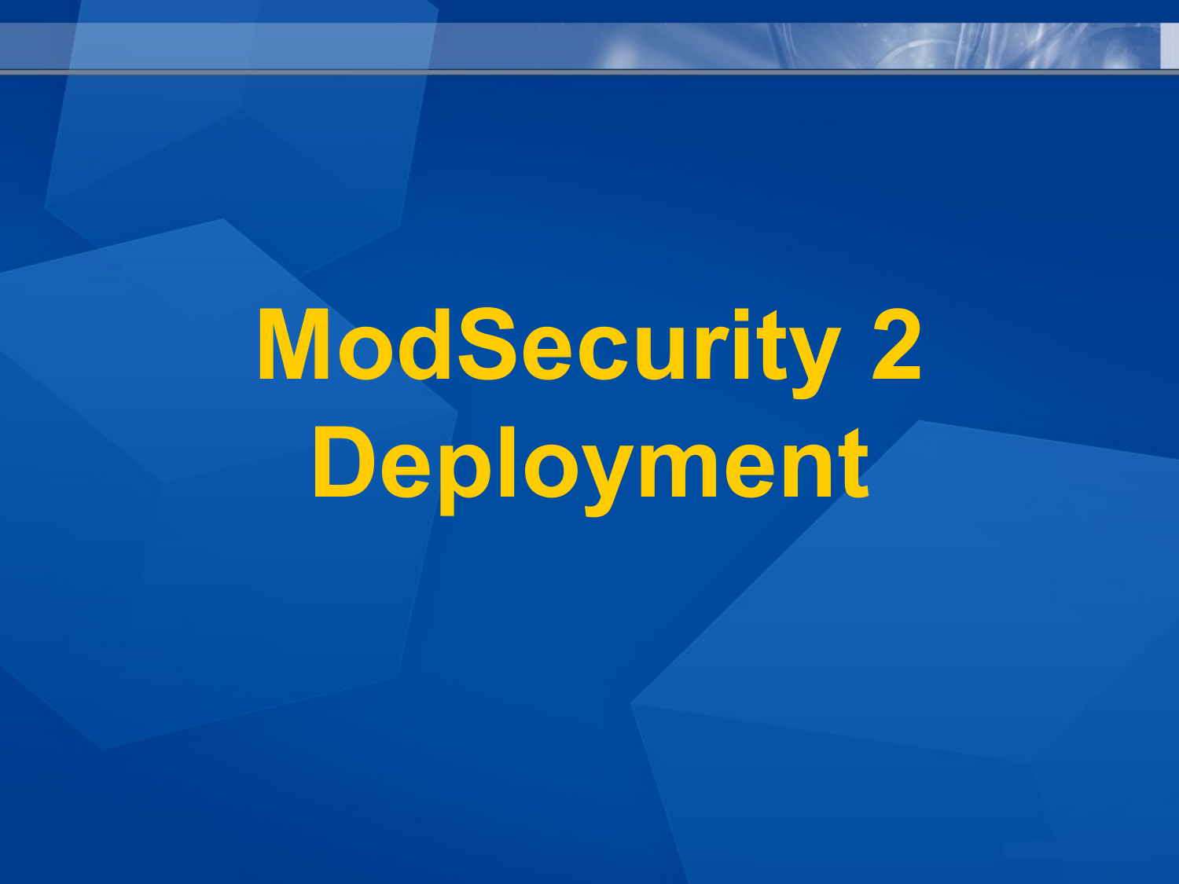# ModSecurity 2 Deployment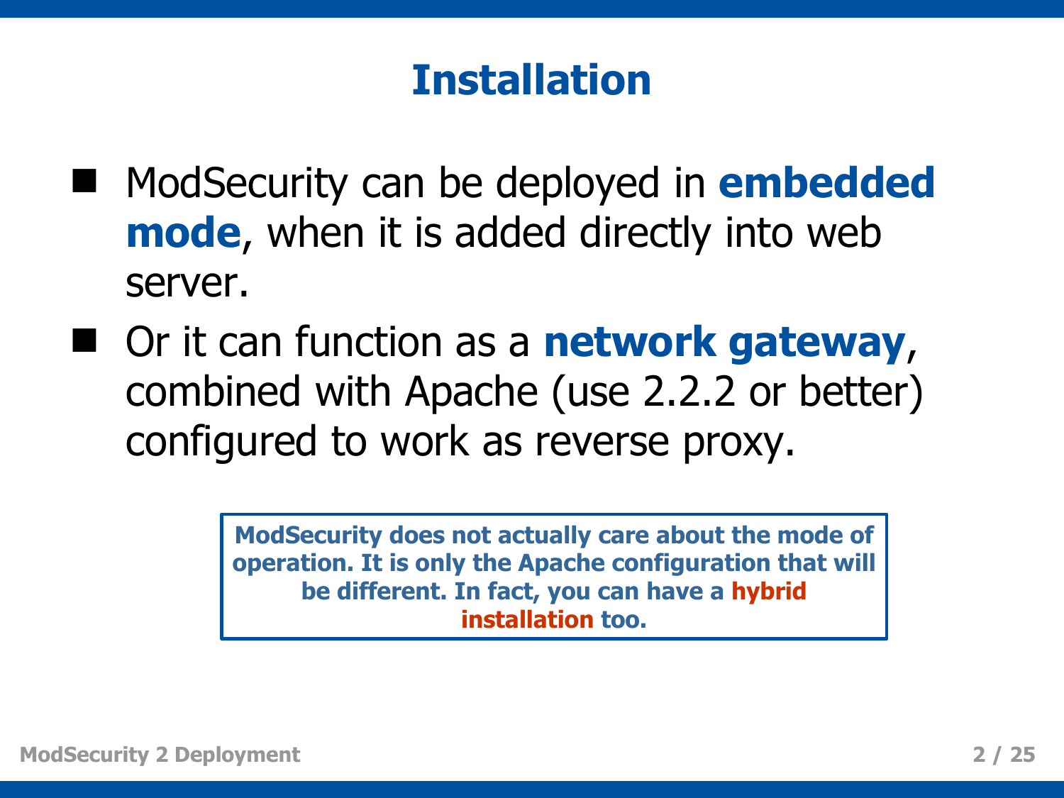# Installation

- ModSecurity can be deployed in **embedded mode**, when it is added directly into web server.
- Or it can function as a **network gateway**, combined with Apache (use 2.2.2 or better) configured to work as reverse proxy.

> **ModSecurity does not actually care about the mode of operation. It is only the Apache configuration that will be different. In fact, you can have a hybrid installation too.**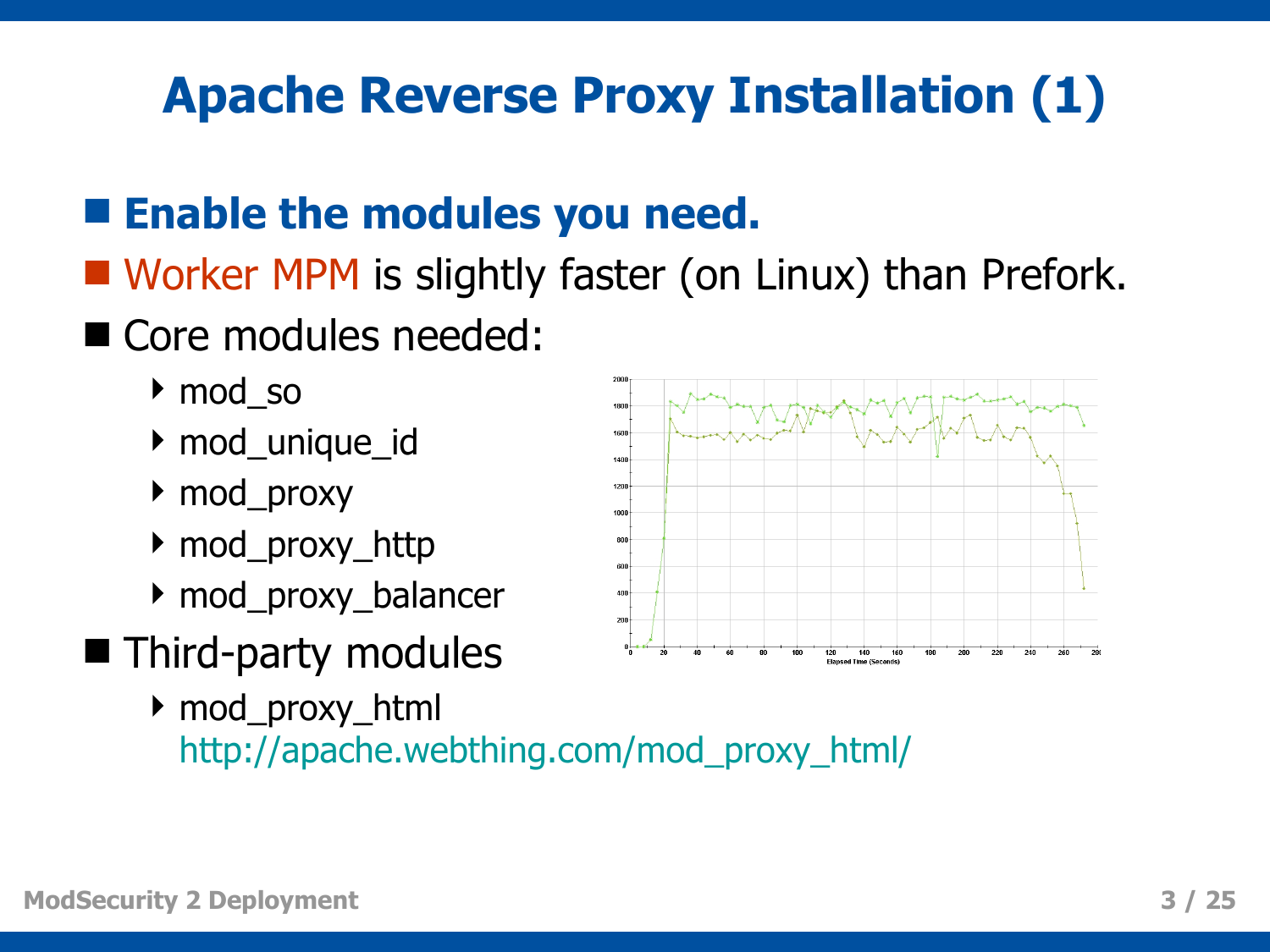# Apache Reverse Proxy Installation (1)

- **Enable the modules you need.**
- Worker MPM is slightly faster (on Linux) than Prefork.
- Core modules needed:
  - mod_so
  - mod_unique_id
  - mod_proxy
  - mod_proxy_http
  - mod_proxy_balancer
- Third-party modules
  - mod_proxy_html
    http://apache.webthing.com/mod_proxy_html/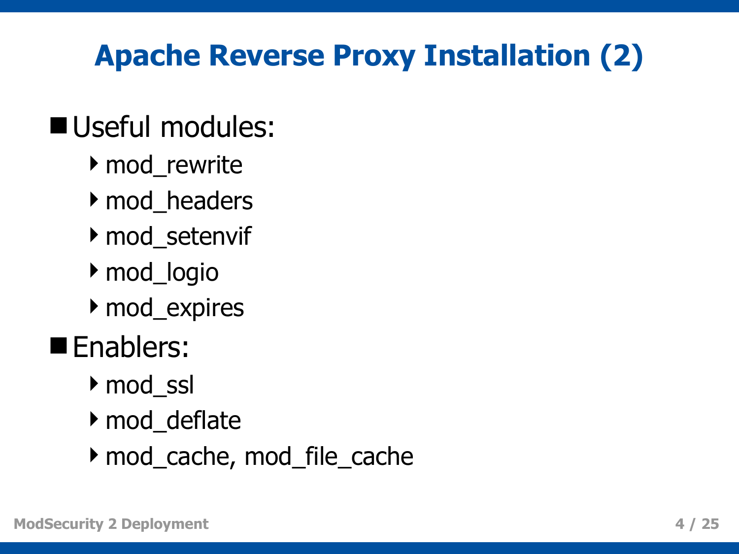# Apache Reverse Proxy Installation (2)

- Useful modules:
  - mod_rewrite
  - mod_headers
  - mod_setenvif
  - mod_logio
  - mod_expires
- Enablers:
  - mod_ssl
  - mod_deflate
  - mod_cache, mod_file_cache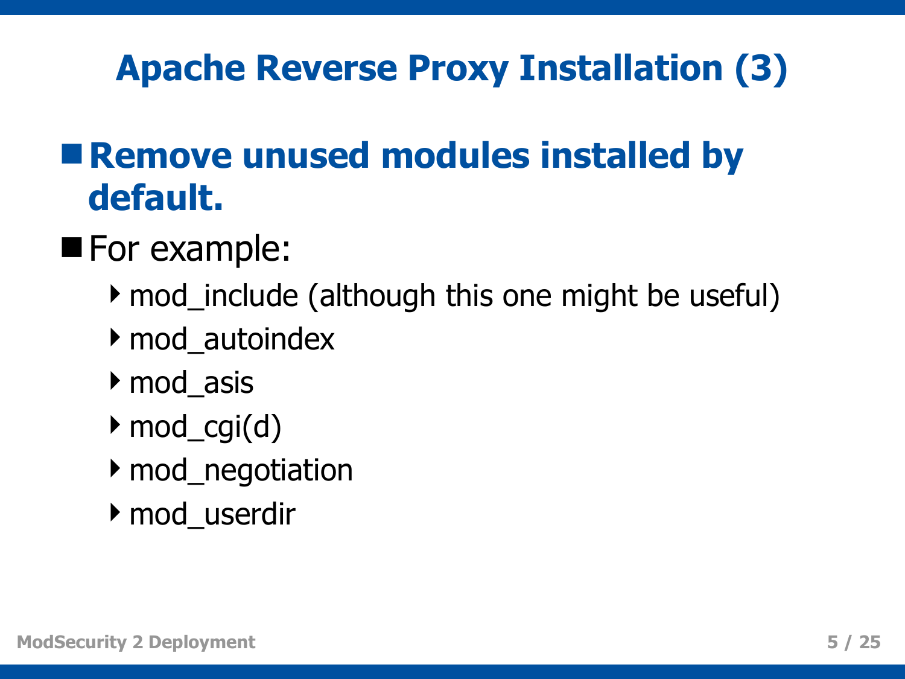# Apache Reverse Proxy Installation (3)

- **Remove unused modules installed by default.**
- For example:
  - mod_include (although this one might be useful)
  - mod_autoindex
  - mod_asis
  - mod_cgi(d)
  - mod_negotiation
  - mod_userdir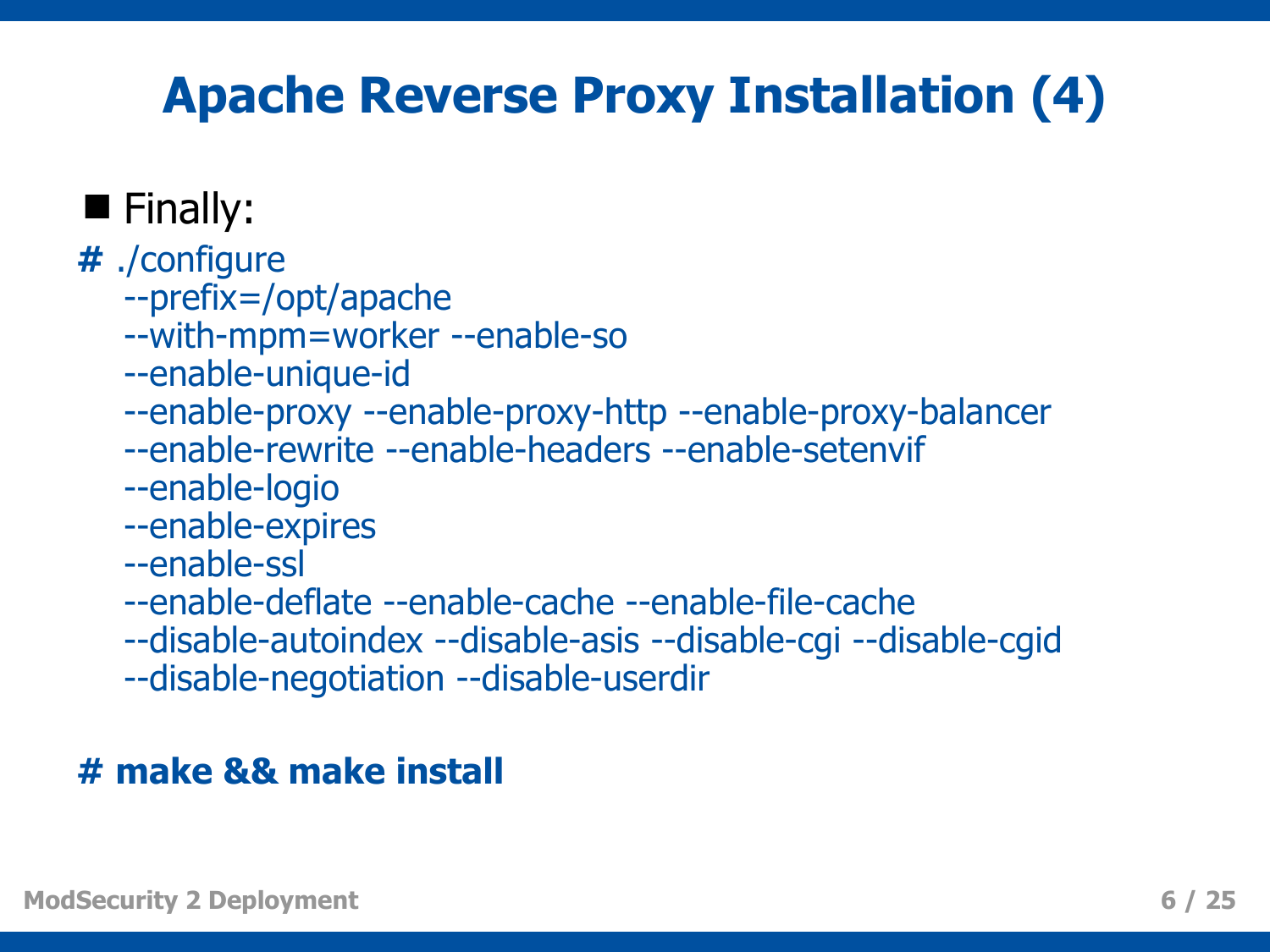# Apache Reverse Proxy Installation (4)

- Finally:

```
# ./configure
    --prefix=/opt/apache
    --with-mpm=worker --enable-so
    --enable-unique-id
    --enable-proxy --enable-proxy-http --enable-proxy-balancer
    --enable-rewrite --enable-headers --enable-setenvif
    --enable-logio
    --enable-expires
    --enable-ssl
    --enable-deflate --enable-cache --enable-file-cache
    --disable-autoindex --disable-asis --disable-cgi --disable-cgid
    --disable-negotiation --disable-userdir
```

```
# make && make install
```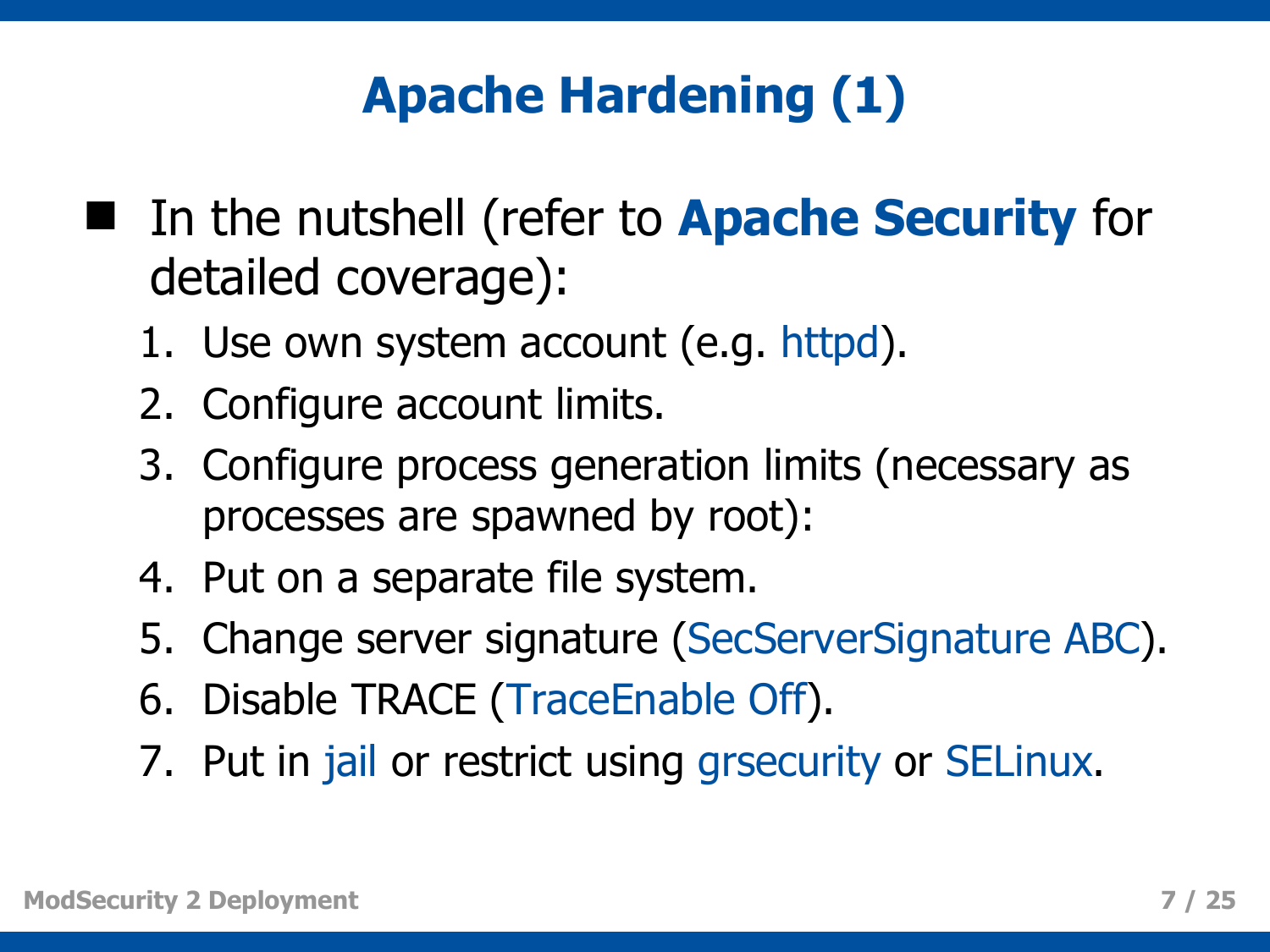# Apache Hardening (1)

- In the nutshell (refer to **Apache Security** for detailed coverage):
  1. Use own system account (e.g. httpd).
  2. Configure account limits.
  3. Configure process generation limits (necessary as processes are spawned by root):
  4. Put on a separate file system.
  5. Change server signature (SecServerSignature ABC).
  6. Disable TRACE (TraceEnable Off).
  7. Put in jail or restrict using grsecurity or SELinux.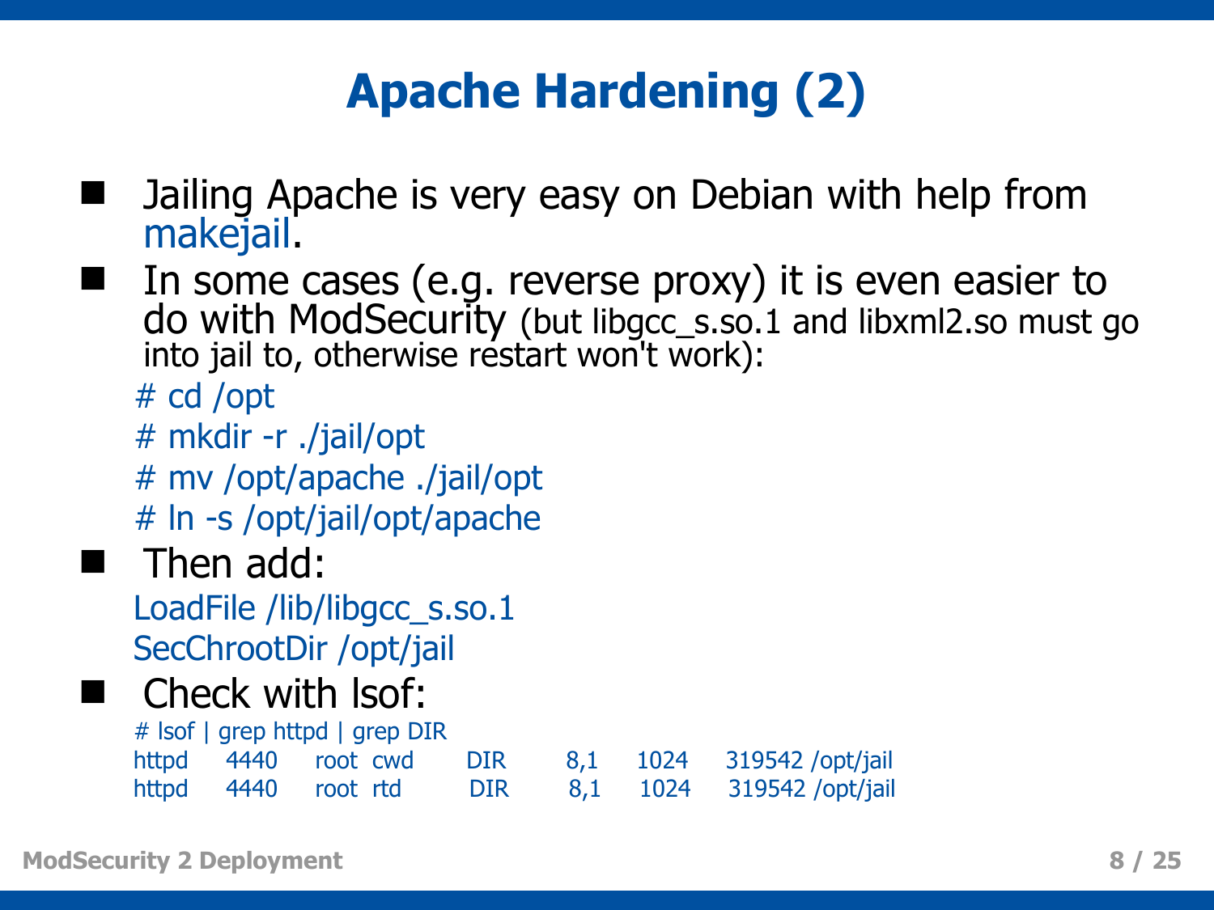# Apache Hardening (2)

- Jailing Apache is very easy on Debian with help from makejail.
- In some cases (e.g. reverse proxy) it is even easier to do with ModSecurity (but libgcc_s.so.1 and libxml2.so must go into jail to, otherwise restart won't work):

```
# cd /opt
# mkdir -r ./jail/opt
# mv /opt/apache ./jail/opt
# ln -s /opt/jail/opt/apache
```

- Then add:

```
LoadFile /lib/libgcc_s.so.1
SecChrootDir /opt/jail
```

- Check with lsof:

```
# lsof | grep httpd | grep DIR
httpd    4440    root  cwd     DIR     8,1    1024    319542 /opt/jail
httpd    4440    root  rtd     DIR     8,1    1024    319542 /opt/jail
```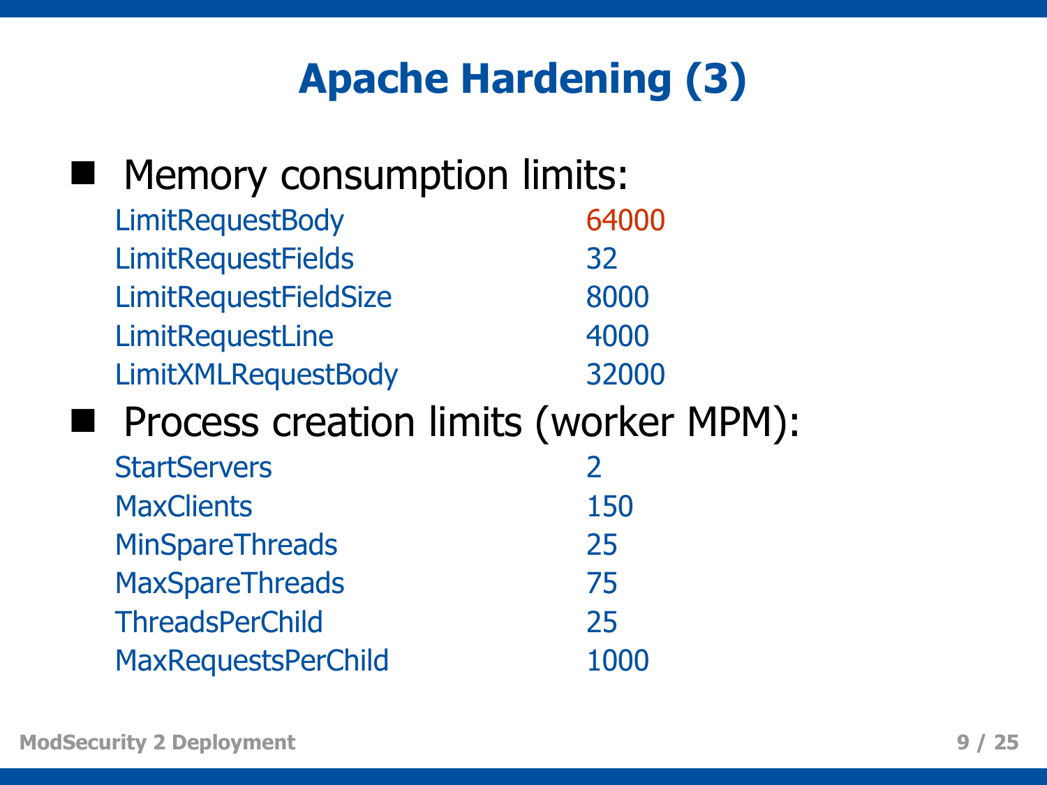# Apache Hardening (3)

- Memory consumption limits:

```
LimitRequestBody          64000
LimitRequestFields        32
LimitRequestFieldSize     8000
LimitRequestLine          4000
LimitXMLRequestBody       32000
```

- Process creation limits (worker MPM):

```
StartServers              2
MaxClients                150
MinSpareThreads           25
MaxSpareThreads           75
ThreadsPerChild           25
MaxRequestsPerChild       1000
```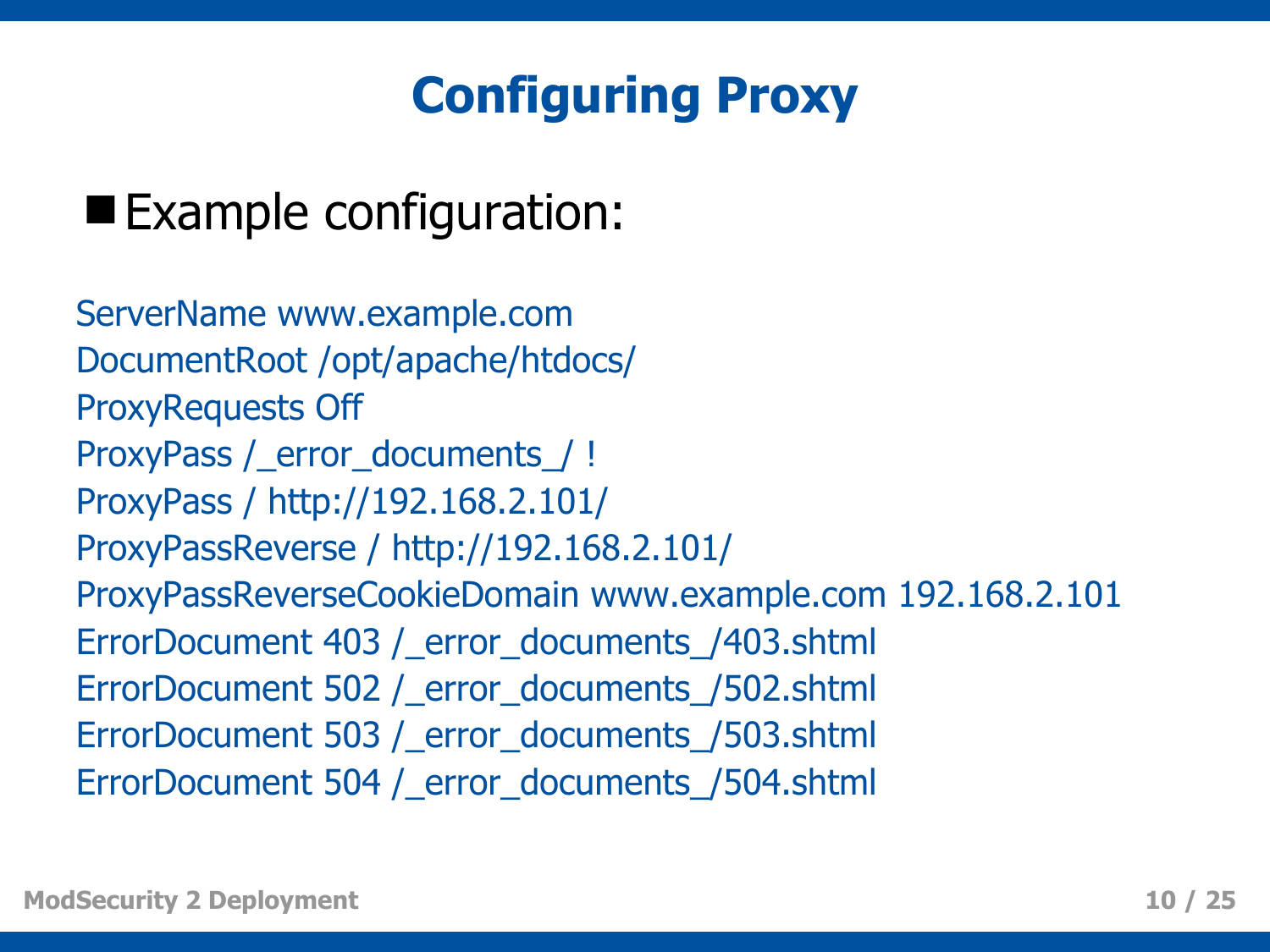# Configuring Proxy

- Example configuration:

```
ServerName www.example.com
DocumentRoot /opt/apache/htdocs/
ProxyRequests Off
ProxyPass /_error_documents_/ !
ProxyPass / http://192.168.2.101/
ProxyPassReverse / http://192.168.2.101/
ProxyPassReverseCookieDomain www.example.com 192.168.2.101
ErrorDocument 403 /_error_documents_/403.shtml
ErrorDocument 502 /_error_documents_/502.shtml
ErrorDocument 503 /_error_documents_/503.shtml
ErrorDocument 504 /_error_documents_/504.shtml
```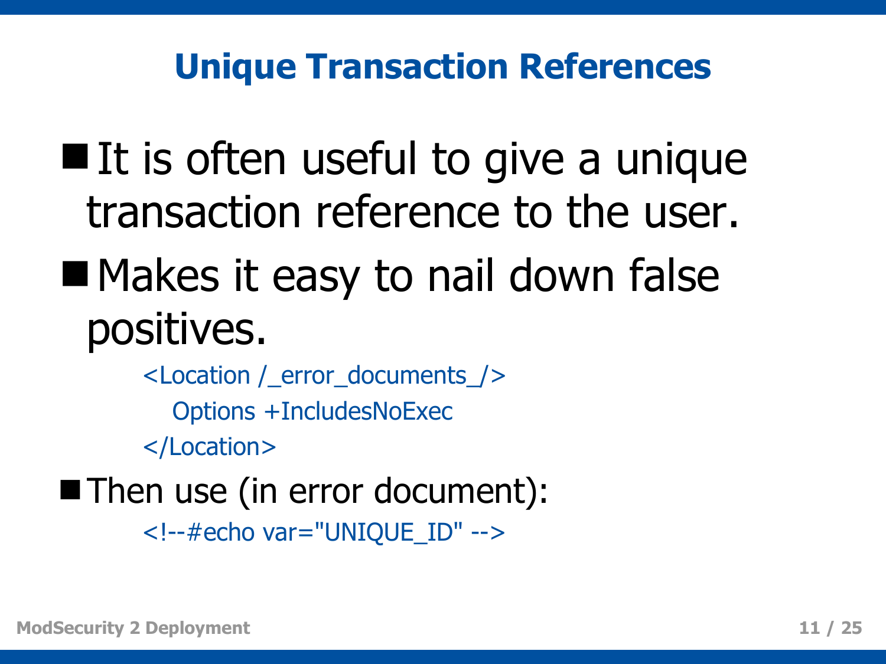# Unique Transaction References

- It is often useful to give a unique transaction reference to the user.
- Makes it easy to nail down false positives.

```
<Location /_error_documents_/>
  Options +IncludesNoExec
</Location>
```

- Then use (in error document):

```
<!--#echo var="UNIQUE_ID" -->
```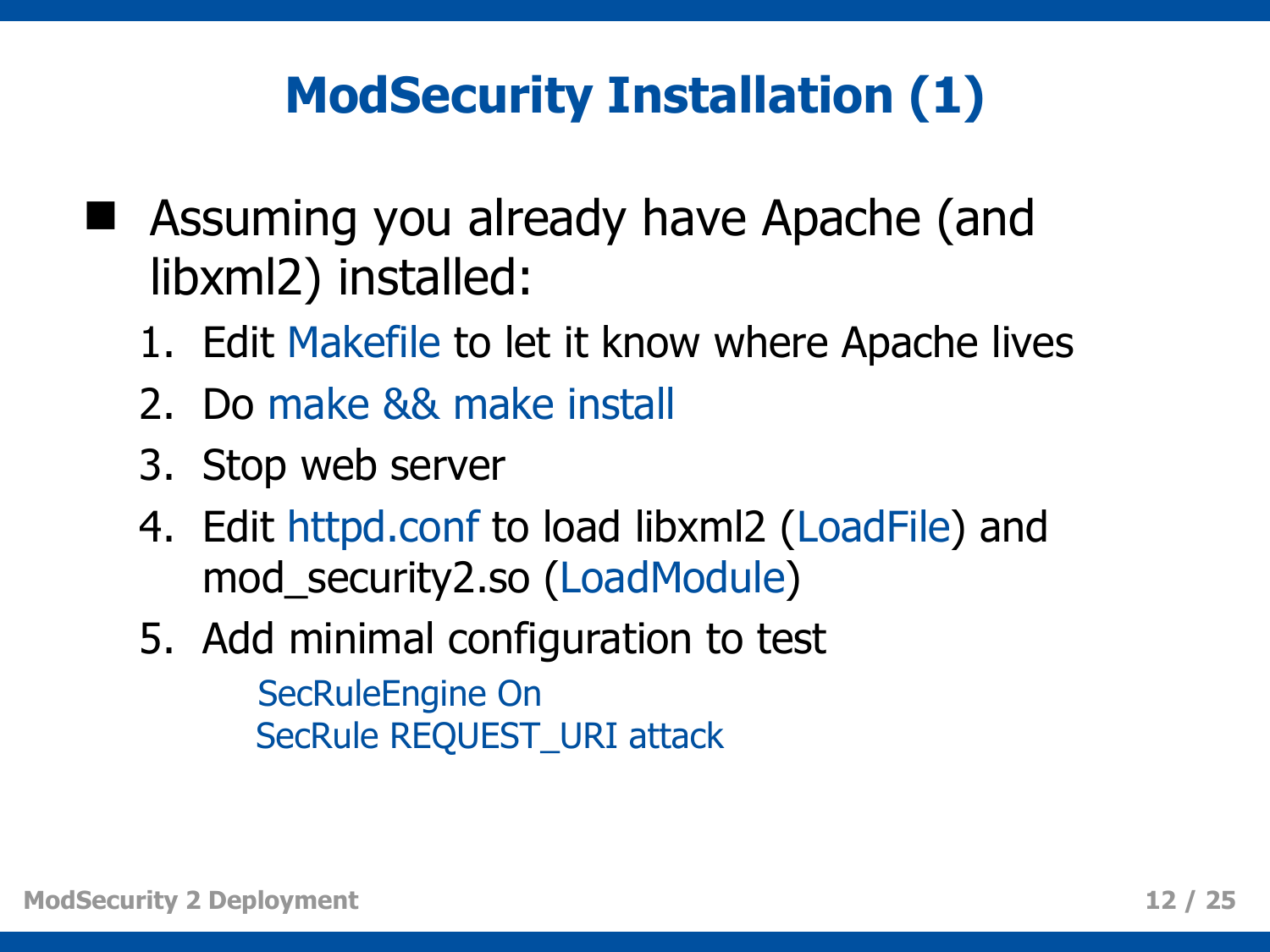# ModSecurity Installation (1)

- Assuming you already have Apache (and libxml2) installed:
  1. Edit Makefile to let it know where Apache lives
  2. Do make && make install
  3. Stop web server
  4. Edit httpd.conf to load libxml2 (LoadFile) and mod_security2.so (LoadModule)
  5. Add minimal configuration to test

```
SecRuleEngine On
SecRule REQUEST_URI attack
```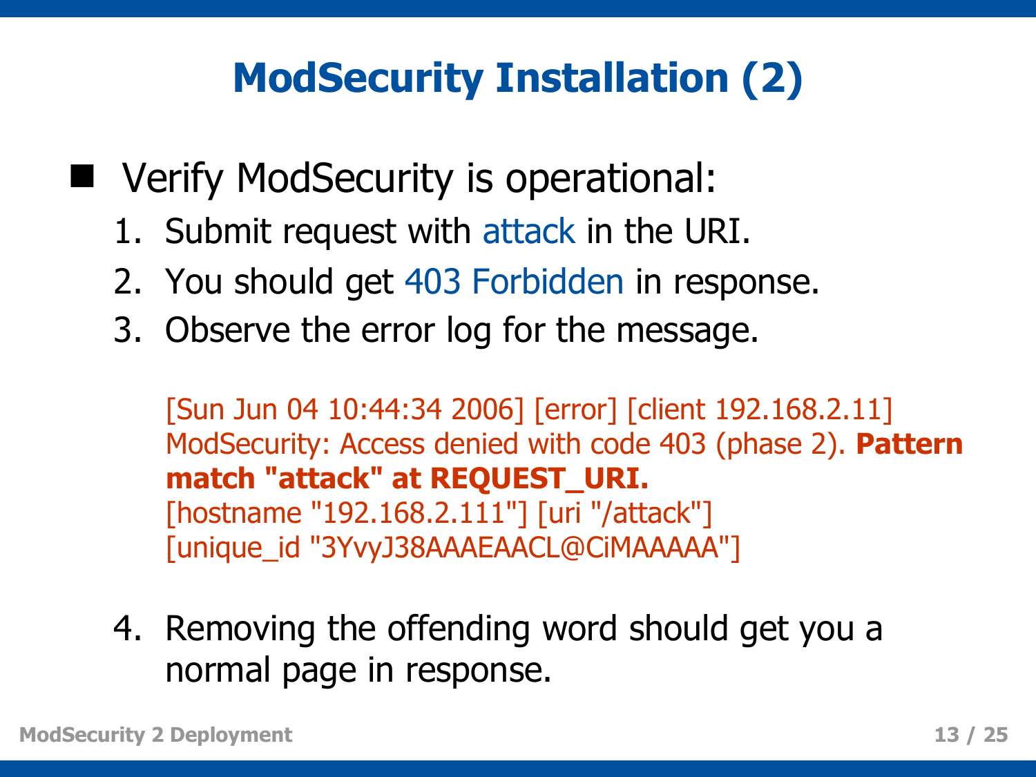# ModSecurity Installation (2)

- Verify ModSecurity is operational:
  1. Submit request with attack in the URI.
  2. You should get 403 Forbidden in response.
  3. Observe the error log for the message.

     [Sun Jun 04 10:44:34 2006] [error] [client 192.168.2.11] ModSecurity: Access denied with code 403 (phase 2). **Pattern match "attack" at REQUEST_URI.** [hostname "192.168.2.111"] [uri "/attack"] [unique_id "3YvyJ38AAAEAACL@CiMAAAAA"]

  4. Removing the offending word should get you a normal page in response.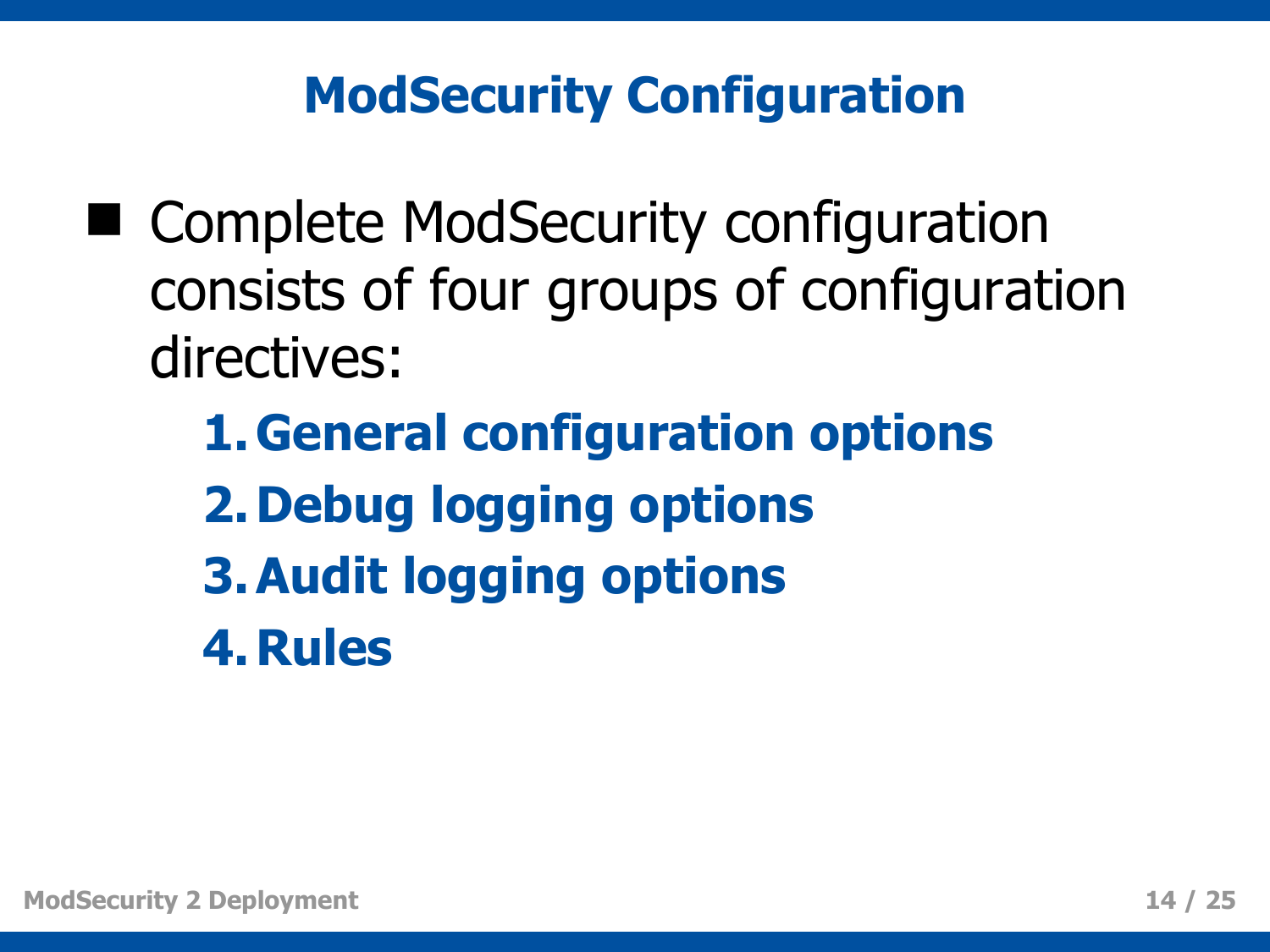# ModSecurity Configuration

- Complete ModSecurity configuration consists of four groups of configuration directives:
  1. **General configuration options**
  2. **Debug logging options**
  3. **Audit logging options**
  4. **Rules**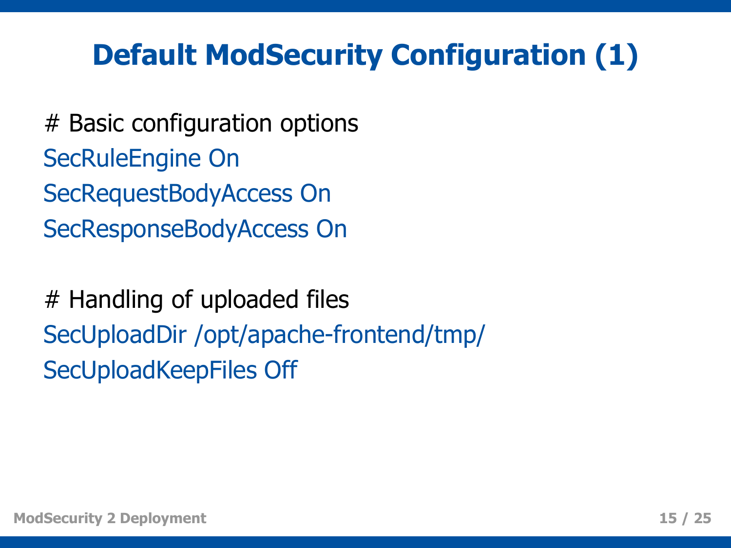# Default ModSecurity Configuration (1)

```
# Basic configuration options
SecRuleEngine On
SecRequestBodyAccess On
SecResponseBodyAccess On

# Handling of uploaded files
SecUploadDir /opt/apache-frontend/tmp/
SecUploadKeepFiles Off
```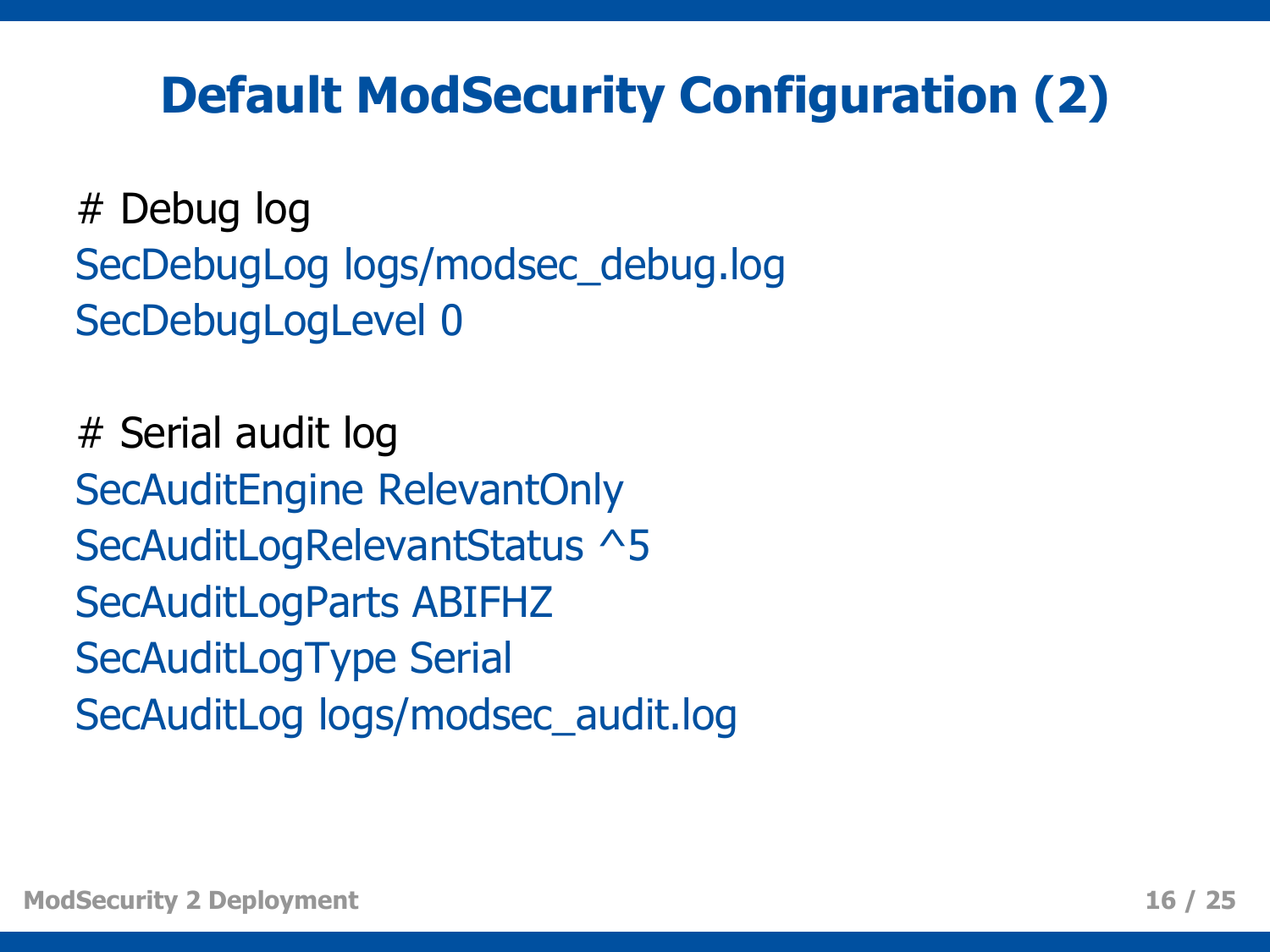# Default ModSecurity Configuration (2)

```
# Debug log
SecDebugLog logs/modsec_debug.log
SecDebugLogLevel 0

# Serial audit log
SecAuditEngine RelevantOnly
SecAuditLogRelevantStatus ^5
SecAuditLogParts ABIFHZ
SecAuditLogType Serial
SecAuditLog logs/modsec_audit.log
```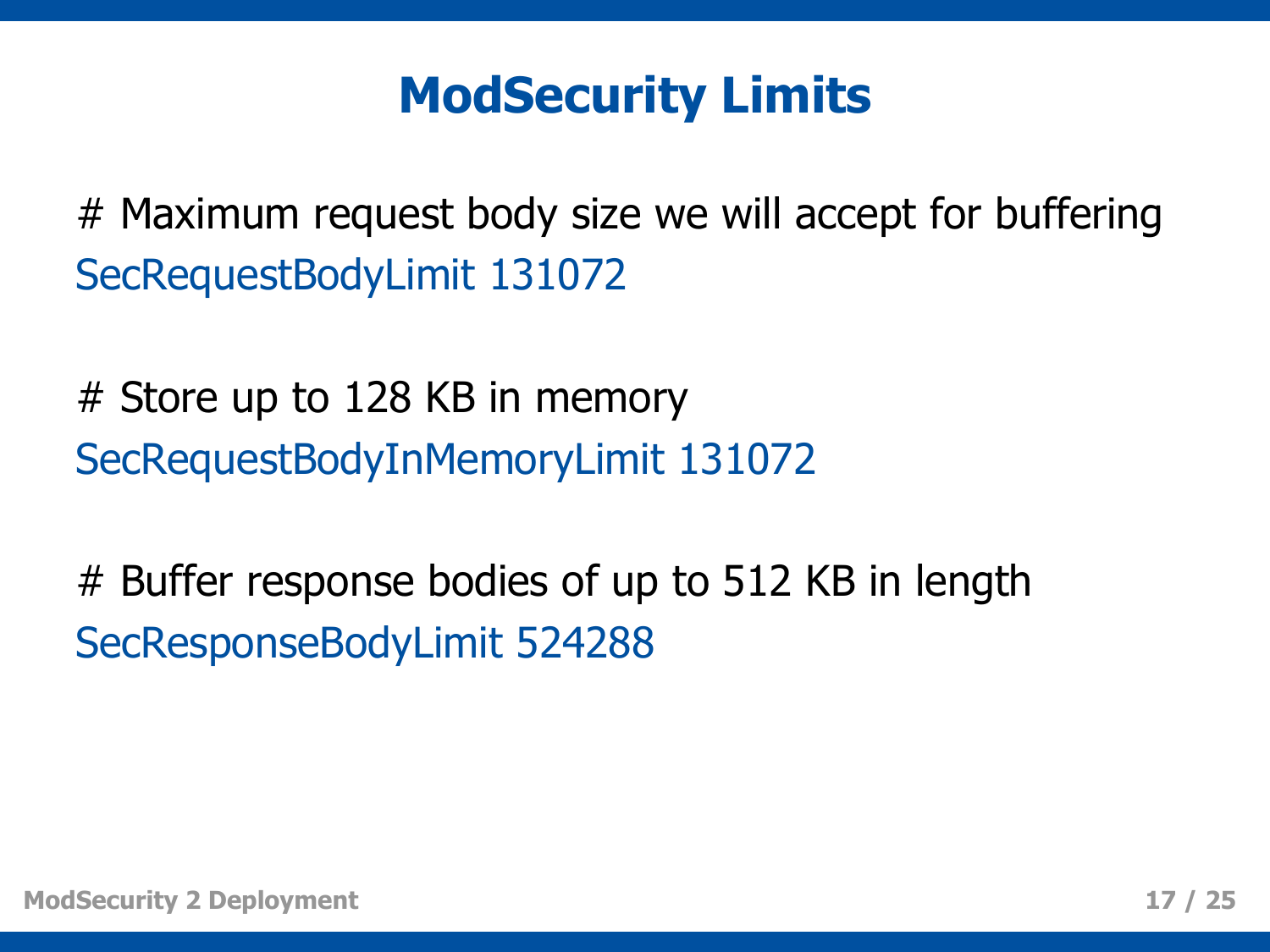# ModSecurity Limits

```
# Maximum request body size we will accept for buffering
SecRequestBodyLimit 131072

# Store up to 128 KB in memory
SecRequestBodyInMemoryLimit 131072

# Buffer response bodies of up to 512 KB in length
SecResponseBodyLimit 524288
```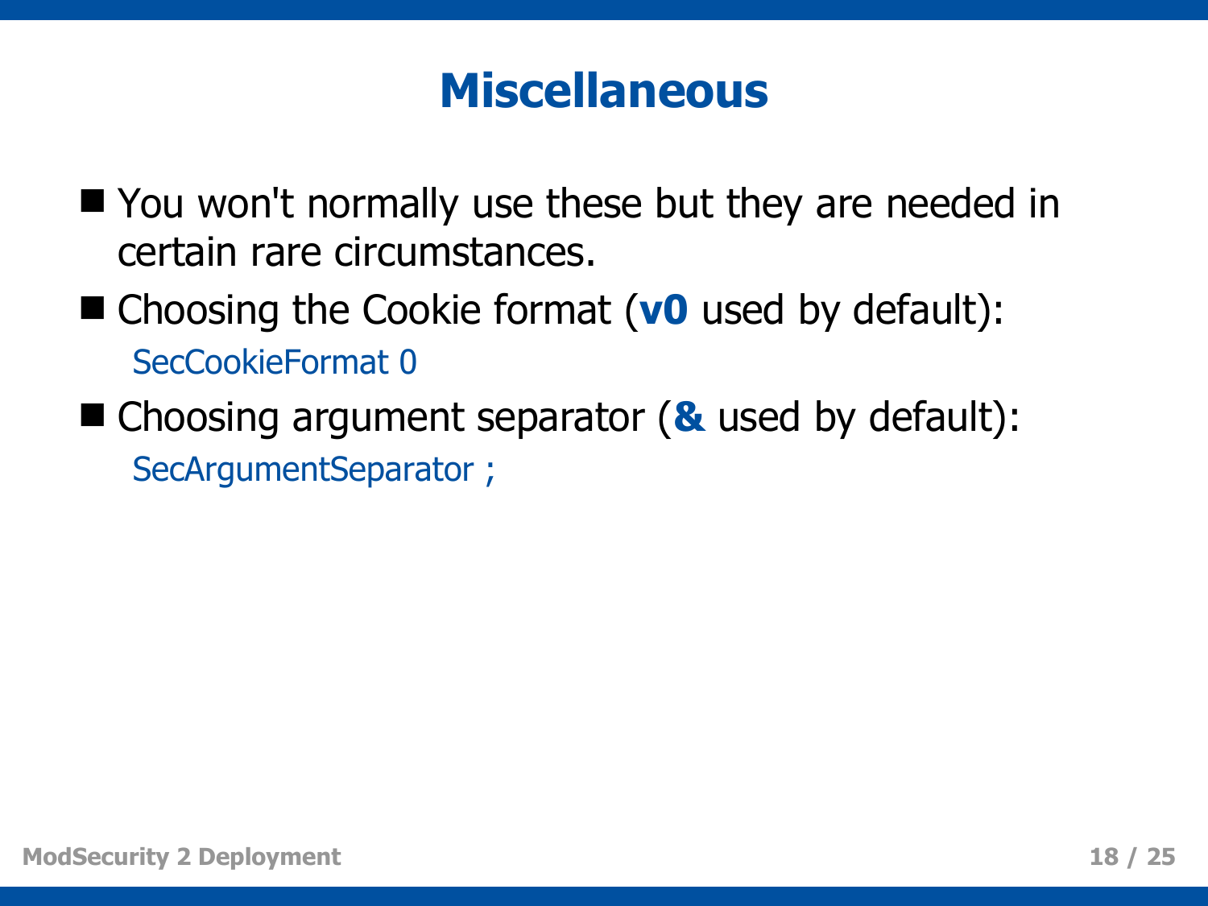# Miscellaneous

- You won't normally use these but they are needed in certain rare circumstances.
- Choosing the Cookie format (**v0** used by default):

```
SecCookieFormat 0
```

- Choosing argument separator (**&** used by default):

```
SecArgumentSeparator ;
```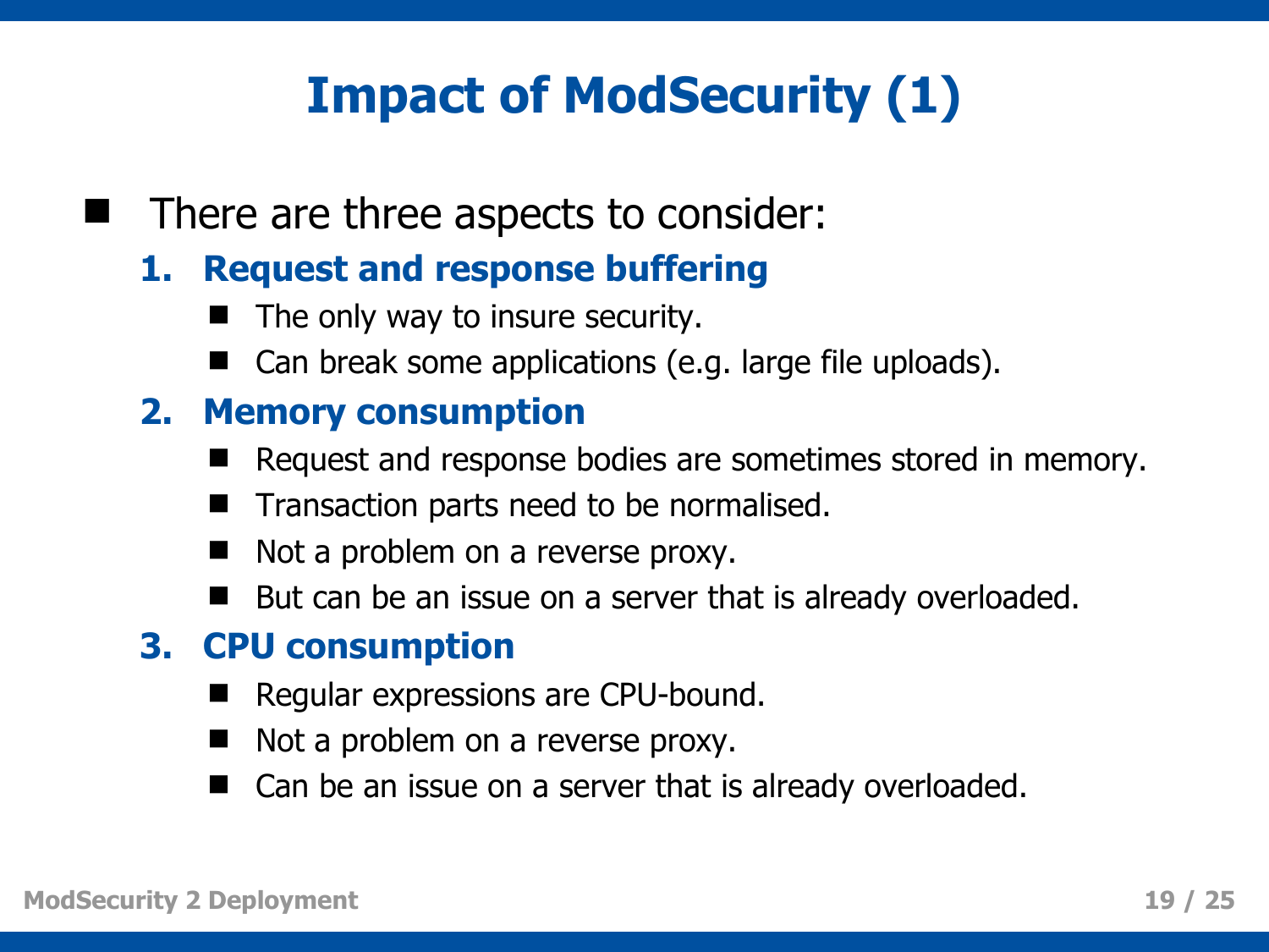# Impact of ModSecurity (1)

- There are three aspects to consider:
  1. **Request and response buffering**
     - The only way to insure security.
     - Can break some applications (e.g. large file uploads).
  2. **Memory consumption**
     - Request and response bodies are sometimes stored in memory.
     - Transaction parts need to be normalised.
     - Not a problem on a reverse proxy.
     - But can be an issue on a server that is already overloaded.
  3. **CPU consumption**
     - Regular expressions are CPU-bound.
     - Not a problem on a reverse proxy.
     - Can be an issue on a server that is already overloaded.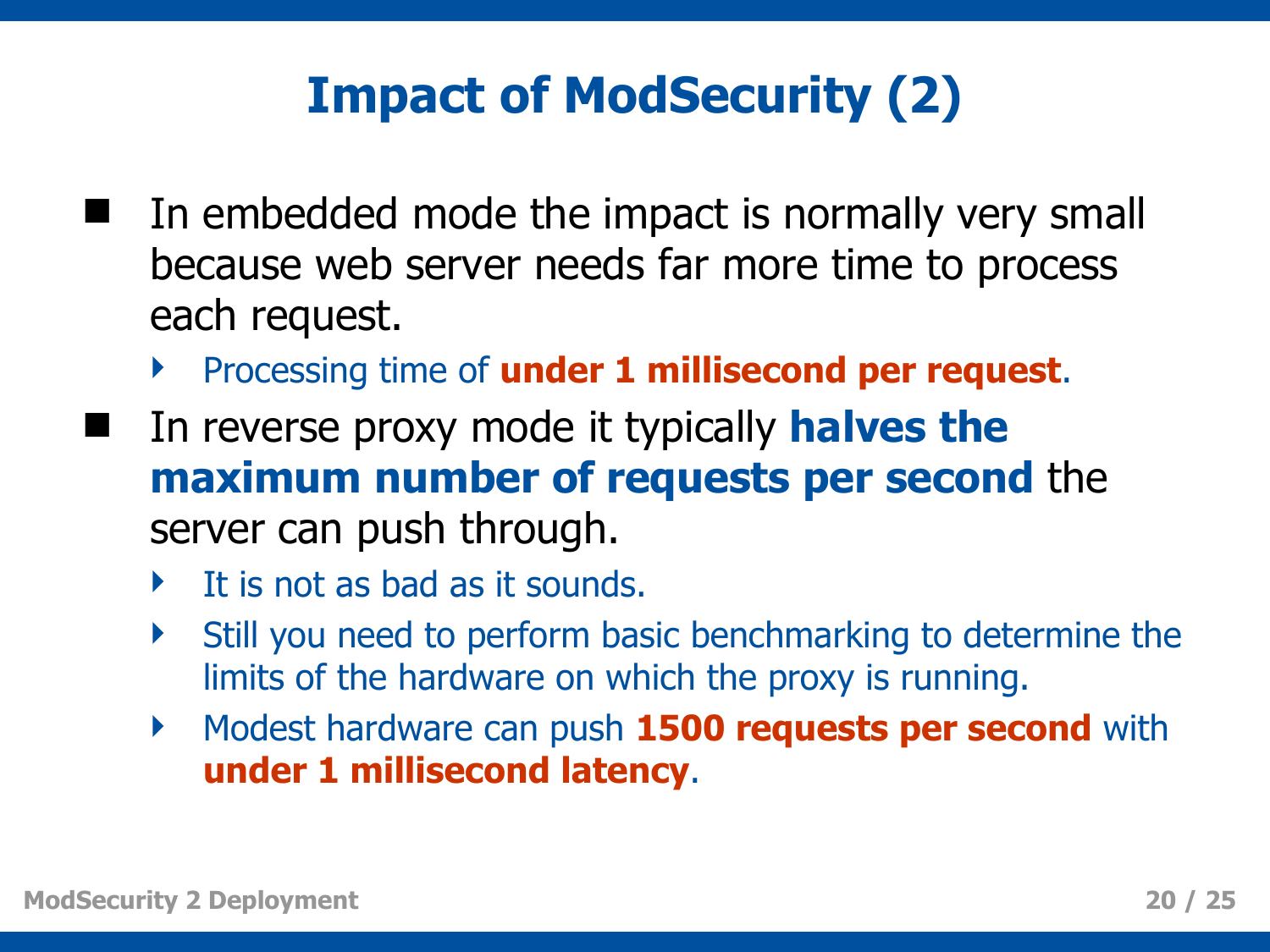# Impact of ModSecurity (2)

- In embedded mode the impact is normally very small because web server needs far more time to process each request.
  - Processing time of **under 1 millisecond per request**.
- In reverse proxy mode it typically **halves the maximum number of requests per second** the server can push through.
  - It is not as bad as it sounds.
  - Still you need to perform basic benchmarking to determine the limits of the hardware on which the proxy is running.
  - Modest hardware can push **1500 requests per second** with **under 1 millisecond latency**.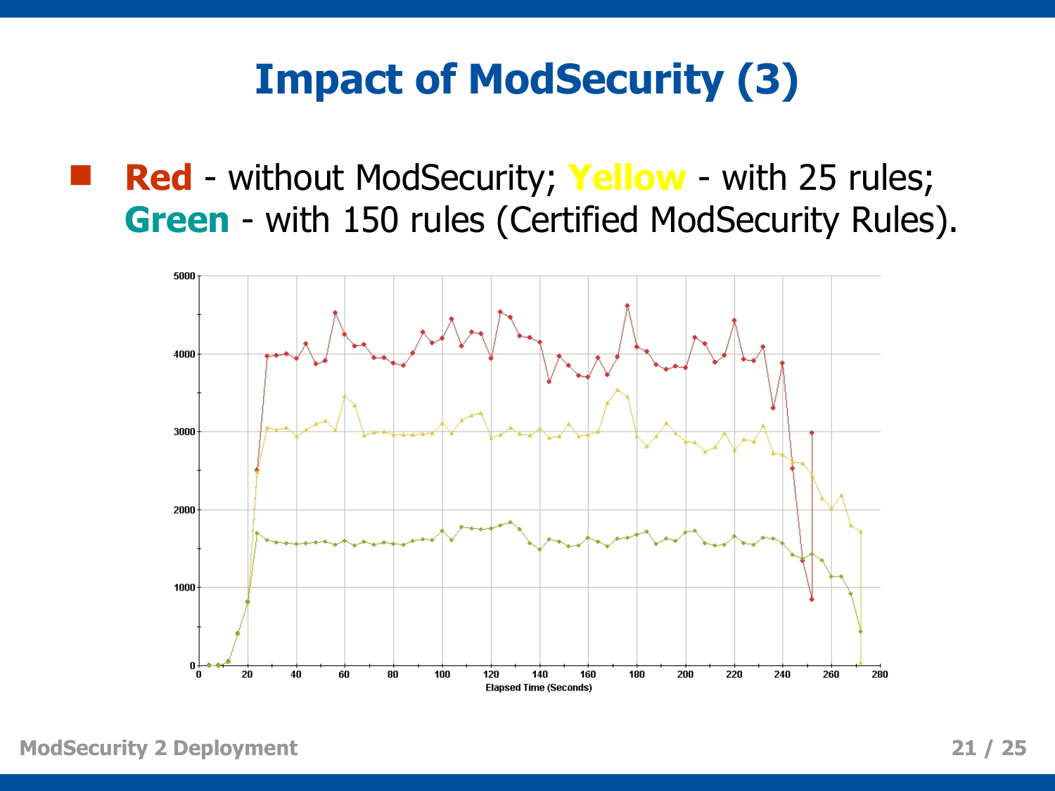# Impact of ModSecurity (3)

- **Red** - without ModSecurity; **Yellow** - with 25 rules; **Green** - with 150 rules (Certified ModSecurity Rules).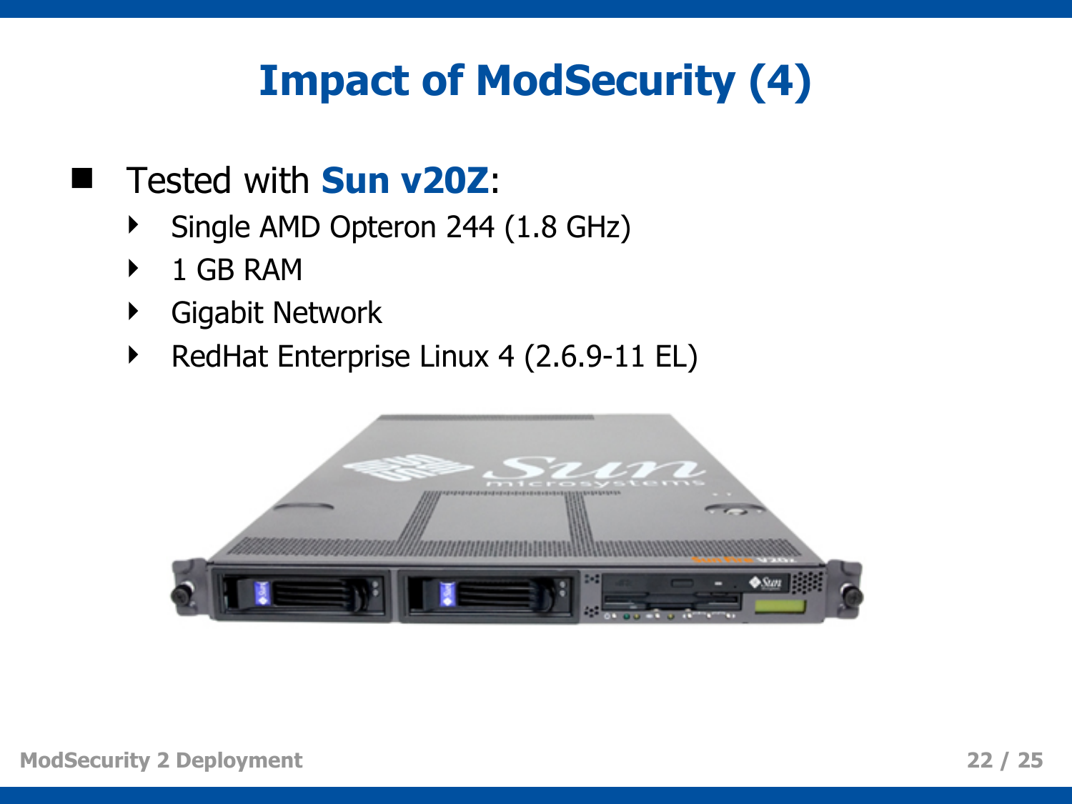# Impact of ModSecurity (4)

- Tested with **Sun v20Z**:
  - Single AMD Opteron 244 (1.8 GHz)
  - 1 GB RAM
  - Gigabit Network
  - RedHat Enterprise Linux 4 (2.6.9-11 EL)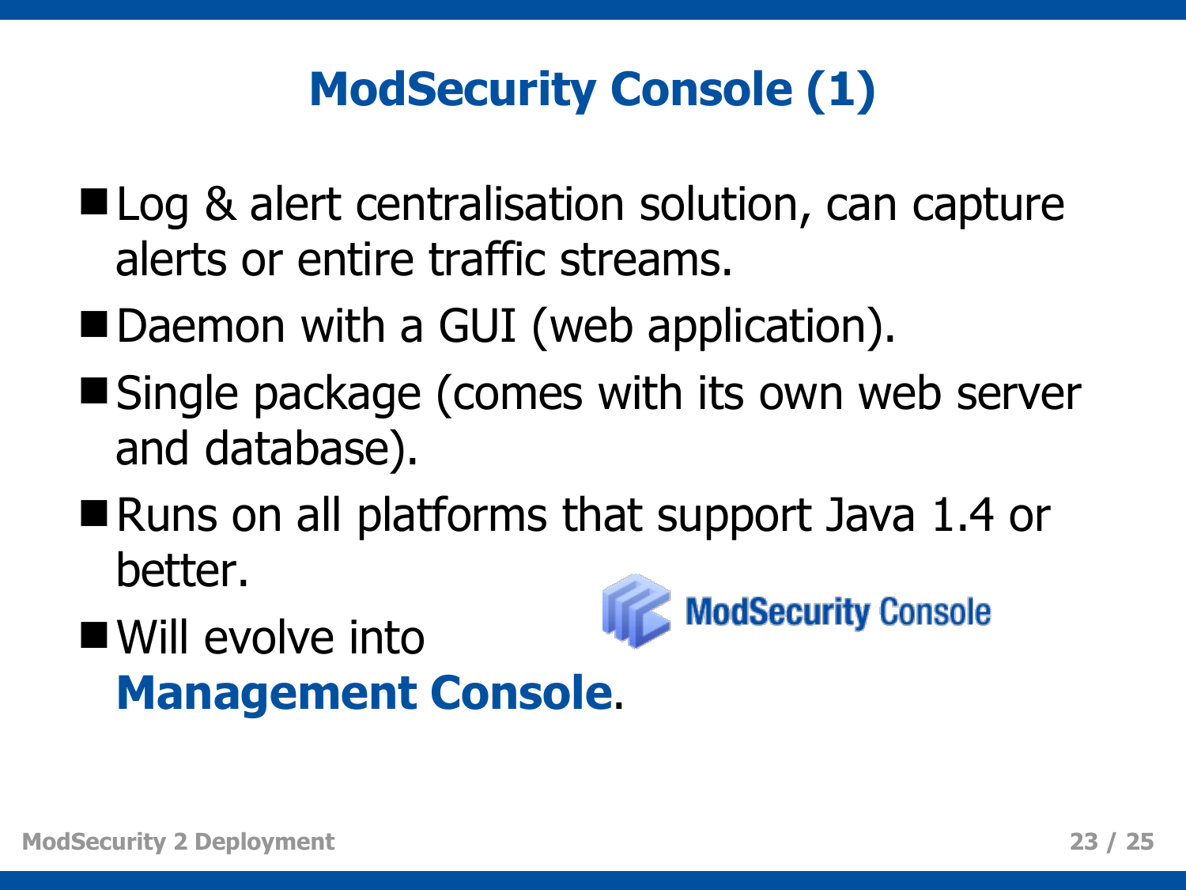# ModSecurity Console (1)

- Log & alert centralisation solution, can capture alerts or entire traffic streams.
- Daemon with a GUI (web application).
- Single package (comes with its own web server and database).
- Runs on all platforms that support Java 1.4 or better.
- Will evolve into **Management Console**.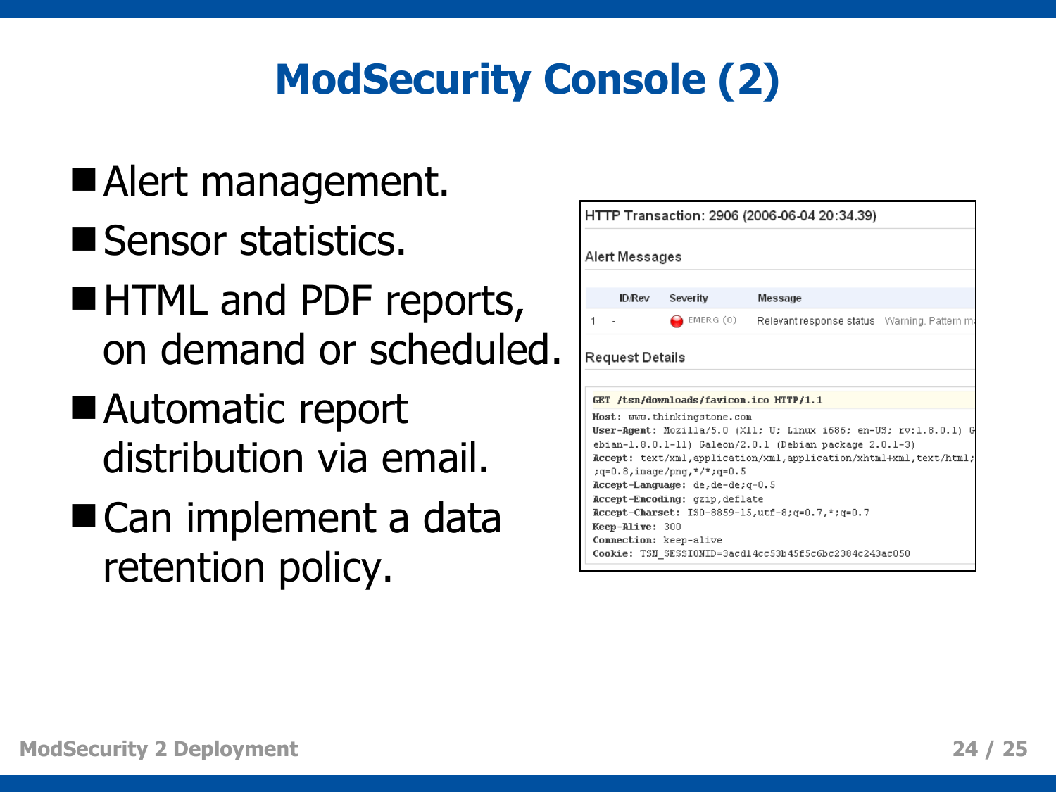# ModSecurity Console (2)

- Alert management.
- Sensor statistics.
- HTML and PDF reports, on demand or scheduled.
- Automatic report distribution via email.
- Can implement a data retention policy.

HTTP Transaction: 2906 (2006-06-04 20:34.39)

Alert Messages

| | ID/Rev | Severity | Message | |
|---|---|---|---|---|
| 1 | - | EMERG (0) | Relevant response status | Warning. Pattern m |

Request Details

```
GET /tsn/downloads/favicon.ico HTTP/1.1
Host: www.thinkingstone.com
User-Agent: Mozilla/5.0 (X11; U; Linux i686; en-US; rv:1.8.0.1) G
ebian-1.8.0.1-11) Galeon/2.0.1 (Debian package 2.0.1-3)
Accept: text/xml,application/xml,application/xhtml+xml,text/html;
;q=0.8,image/png,*/*;q=0.5
Accept-Language: de,de-de;q=0.5
Accept-Encoding: gzip,deflate
Accept-Charset: ISO-8859-15,utf-8;q=0.7,*;q=0.7
Keep-Alive: 300
Connection: keep-alive
Cookie: TSN_SESSIONID=3acd14cc53b45f5c6bc2384c243ac050
```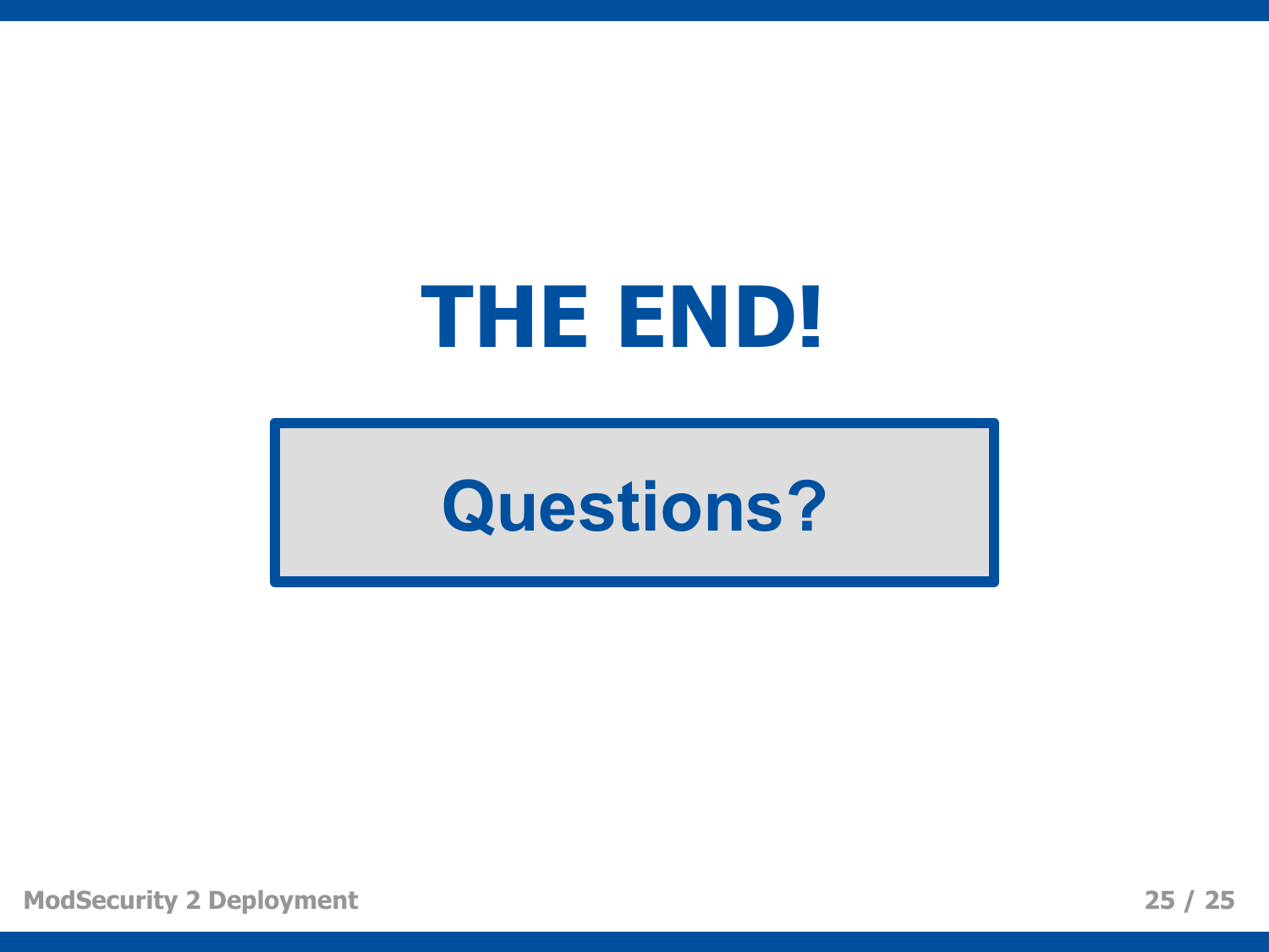# THE END!

**Questions?**